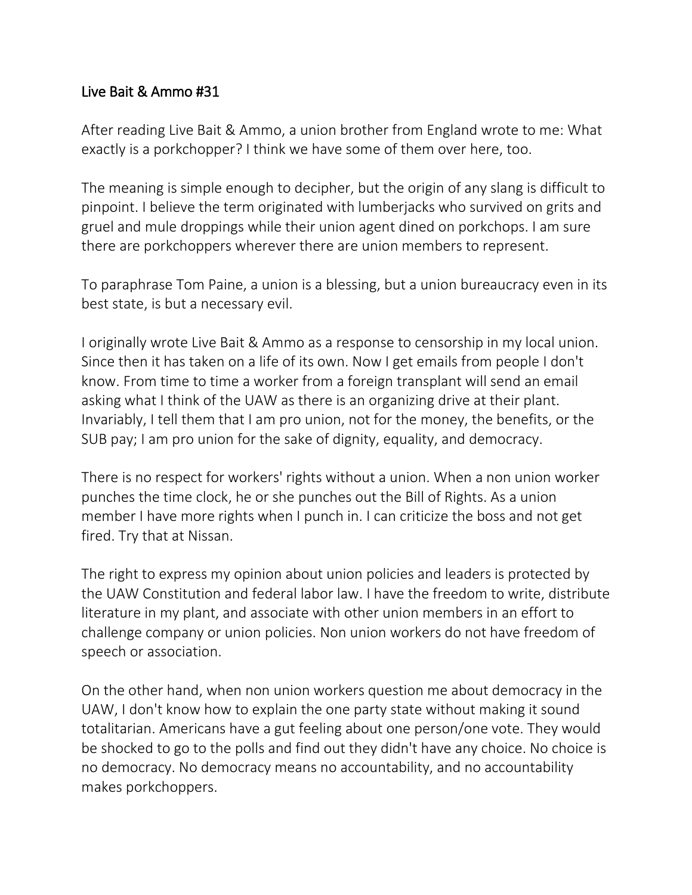# Live Bait & Ammo #31

After reading Live Bait & Ammo, a union brother from England wrote to me: What exactly is a porkchopper? I think we have some of them over here, too.

The meaning is simple enough to decipher, but the origin of any slang is difficult to pinpoint. I believe the term originated with lumberjacks who survived on grits and gruel and mule droppings while their union agent dined on porkchops. I am sure there are porkchoppers wherever there are union members to represent.

To paraphrase Tom Paine, a union is a blessing, but a union bureaucracy even in its best state, is but a necessary evil.

I originally wrote Live Bait & Ammo as a response to censorship in my local union. Since then it has taken on a life of its own. Now I get emails from people I don't know. From time to time a worker from a foreign transplant will send an email asking what I think of the UAW as there is an organizing drive at their plant. Invariably, I tell them that I am pro union, not for the money, the benefits, or the SUB pay; I am pro union for the sake of dignity, equality, and democracy.

There is no respect for workers' rights without a union. When a non union worker punches the time clock, he or she punches out the Bill of Rights. As a union member I have more rights when I punch in. I can criticize the boss and not get fired. Try that at Nissan.

The right to express my opinion about union policies and leaders is protected by the UAW Constitution and federal labor law. I have the freedom to write, distribute literature in my plant, and associate with other union members in an effort to challenge company or union policies. Non union workers do not have freedom of speech or association.

On the other hand, when non union workers question me about democracy in the UAW, I don't know how to explain the one party state without making it sound totalitarian. Americans have a gut feeling about one person/one vote. They would be shocked to go to the polls and find out they didn't have any choice. No choice is no democracy. No democracy means no accountability, and no accountability makes porkchoppers.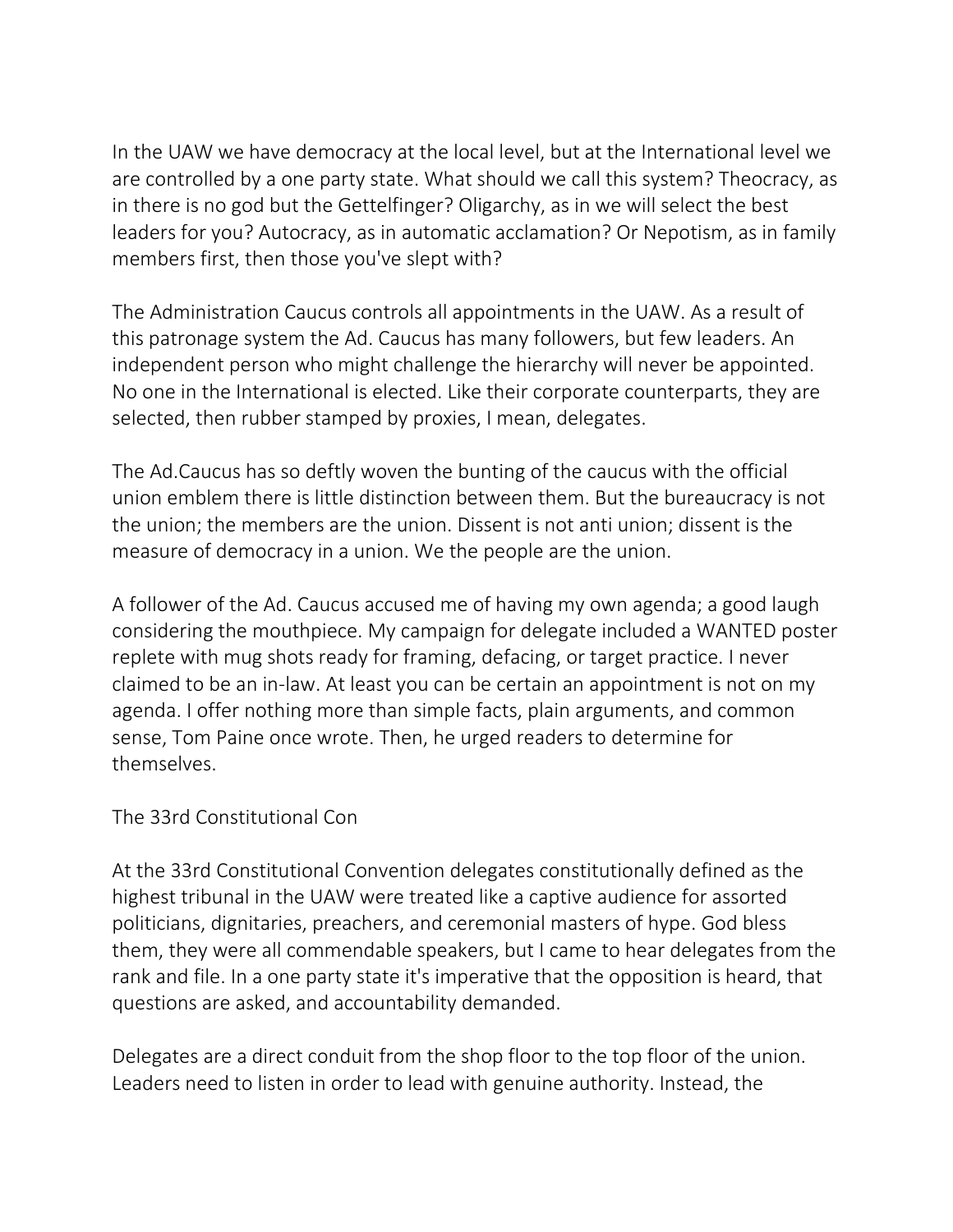In the UAW we have democracy at the local level, but at the International level we are controlled by a one party state. What should we call this system? Theocracy, as in there is no god but the Gettelfinger? Oligarchy, as in we will select the best leaders for you? Autocracy, as in automatic acclamation? Or Nepotism, as in family members first, then those you've slept with?

The Administration Caucus controls all appointments in the UAW. As a result of this patronage system the Ad. Caucus has many followers, but few leaders. An independent person who might challenge the hierarchy will never be appointed. No one in the International is elected. Like their corporate counterparts, they are selected, then rubber stamped by proxies, I mean, delegates.

The Ad.Caucus has so deftly woven the bunting of the caucus with the official union emblem there is little distinction between them. But the bureaucracy is not the union; the members are the union. Dissent is not anti union; dissent is the measure of democracy in a union. We the people are the union.

A follower of the Ad. Caucus accused me of having my own agenda; a good laugh considering the mouthpiece. My campaign for delegate included a WANTED poster replete with mug shots ready for framing, defacing, or target practice. I never claimed to be an in-law. At least you can be certain an appointment is not on my agenda. I offer nothing more than simple facts, plain arguments, and common sense, Tom Paine once wrote. Then, he urged readers to determine for themselves.

## The 33rd Constitutional Con

At the 33rd Constitutional Convention delegates constitutionally defined as the highest tribunal in the UAW were treated like a captive audience for assorted politicians, dignitaries, preachers, and ceremonial masters of hype. God bless them, they were all commendable speakers, but I came to hear delegates from the rank and file. In a one party state it's imperative that the opposition is heard, that questions are asked, and accountability demanded.

Delegates are a direct conduit from the shop floor to the top floor of the union. Leaders need to listen in order to lead with genuine authority. Instead, the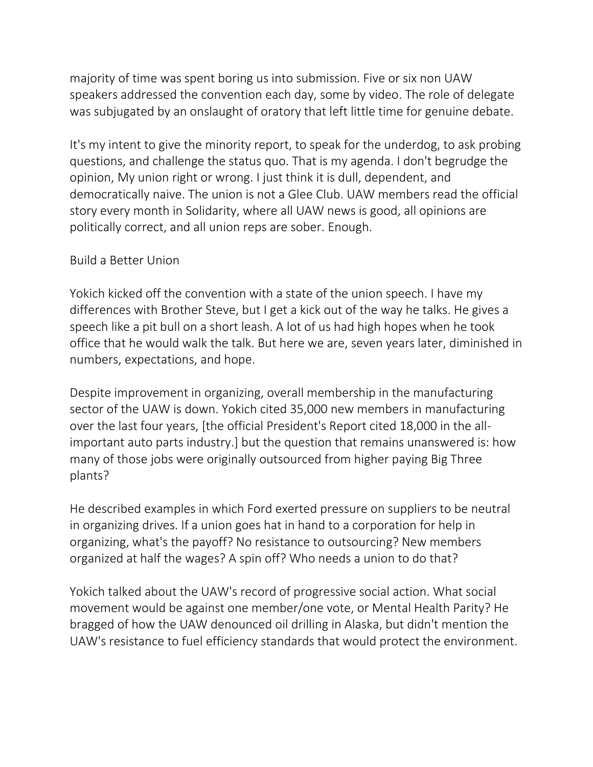majority of time was spent boring us into submission. Five or six non UAW speakers addressed the convention each day, some by video. The role of delegate was subjugated by an onslaught of oratory that left little time for genuine debate.

It's my intent to give the minority report, to speak for the underdog, to ask probing questions, and challenge the status quo. That is my agenda. I don't begrudge the opinion, My union right or wrong. I just think it is dull, dependent, and democratically naive. The union is not a Glee Club. UAW members read the official story every month in Solidarity, where all UAW news is good, all opinions are politically correct, and all union reps are sober. Enough.

## Build a Better Union

Yokich kicked off the convention with a state of the union speech. I have my differences with Brother Steve, but I get a kick out of the way he talks. He gives a speech like a pit bull on a short leash. A lot of us had high hopes when he took office that he would walk the talk. But here we are, seven years later, diminished in numbers, expectations, and hope.

Despite improvement in organizing, overall membership in the manufacturing sector of the UAW is down. Yokich cited 35,000 new members in manufacturing over the last four years, [the official President's Report cited 18,000 in the all-important auto parts industry.] but the question that remains unanswered is: how many of those jobs were originally outsourced from higher paying Big Three plants?

He described examples in which Ford exerted pressure on suppliers to be neutral in organizing drives. If a union goes hat in hand to a corporation for help in organizing, what's the payoff? No resistance to outsourcing? New members organized at half the wages? A spin off? Who needs a union to do that?

Yokich talked about the UAW's record of progressive social action. What social movement would be against one member/one vote, or Mental Health Parity? He bragged of how the UAW denounced oil drilling in Alaska, but didn't mention the UAW's resistance to fuel efficiency standards that would protect the environment.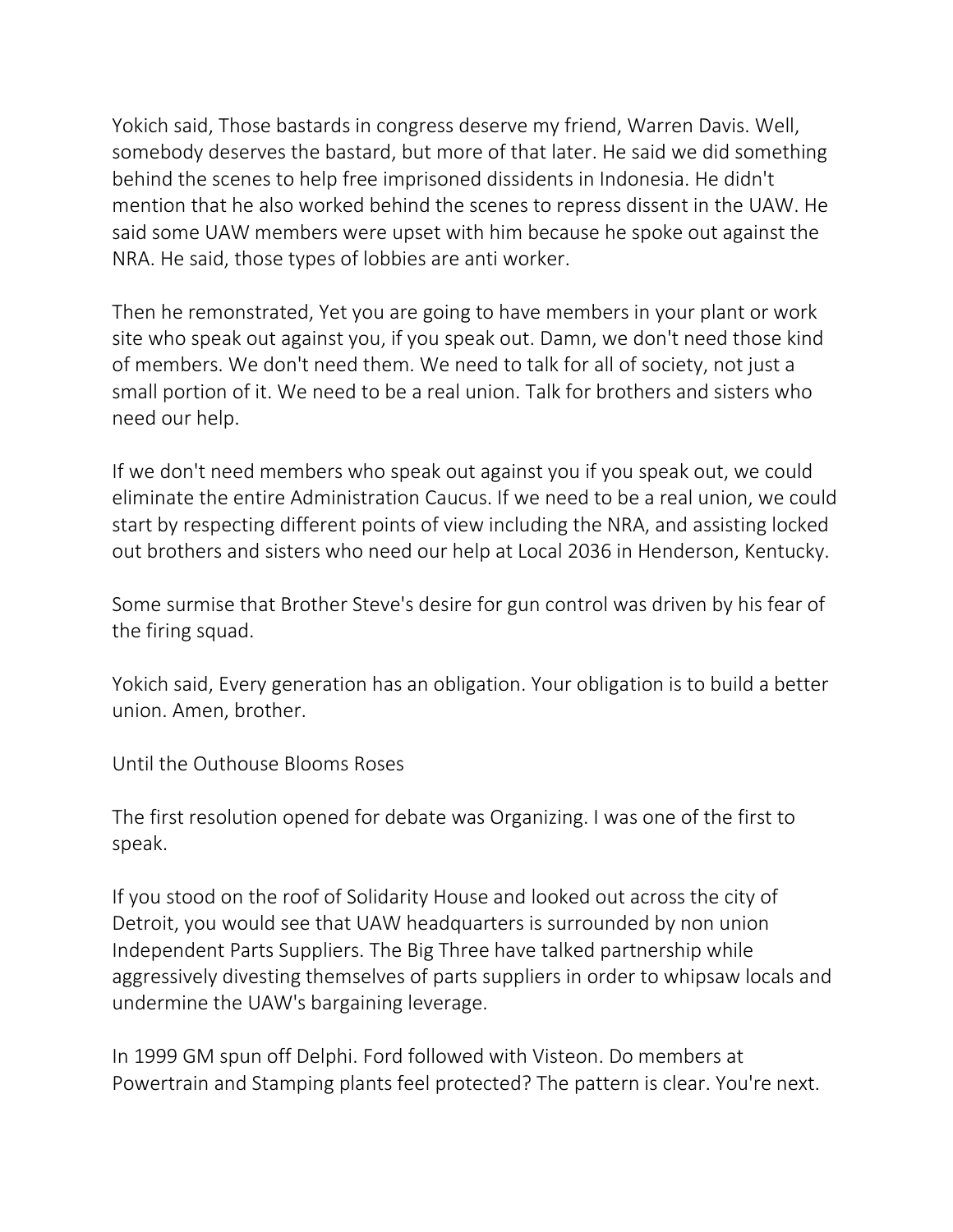Yokich said, Those bastards in congress deserve my friend, Warren Davis. Well, somebody deserves the bastard, but more of that later. He said we did something behind the scenes to help free imprisoned dissidents in Indonesia. He didn't mention that he also worked behind the scenes to repress dissent in the UAW. He said some UAW members were upset with him because he spoke out against the NRA. He said, those types of lobbies are anti worker.

Then he remonstrated, Yet you are going to have members in your plant or work site who speak out against you, if you speak out. Damn, we don't need those kind of members. We don't need them. We need to talk for all of society, not just a small portion of it. We need to be a real union. Talk for brothers and sisters who need our help.

If we don't need members who speak out against you if you speak out, we could eliminate the entire Administration Caucus. If we need to be a real union, we could start by respecting different points of view including the NRA, and assisting locked out brothers and sisters who need our help at Local 2036 in Henderson, Kentucky.

Some surmise that Brother Steve's desire for gun control was driven by his fear of the firing squad.

Yokich said, Every generation has an obligation. Your obligation is to build a better union. Amen, brother.

## Until the Outhouse Blooms Roses

The first resolution opened for debate was Organizing. I was one of the first to speak.

If you stood on the roof of Solidarity House and looked out across the city of Detroit, you would see that UAW headquarters is surrounded by non union Independent Parts Suppliers. The Big Three have talked partnership while aggressively divesting themselves of parts suppliers in order to whipsaw locals and undermine the UAW's bargaining leverage.

In 1999 GM spun off Delphi. Ford followed with Visteon. Do members at Powertrain and Stamping plants feel protected? The pattern is clear. You're next.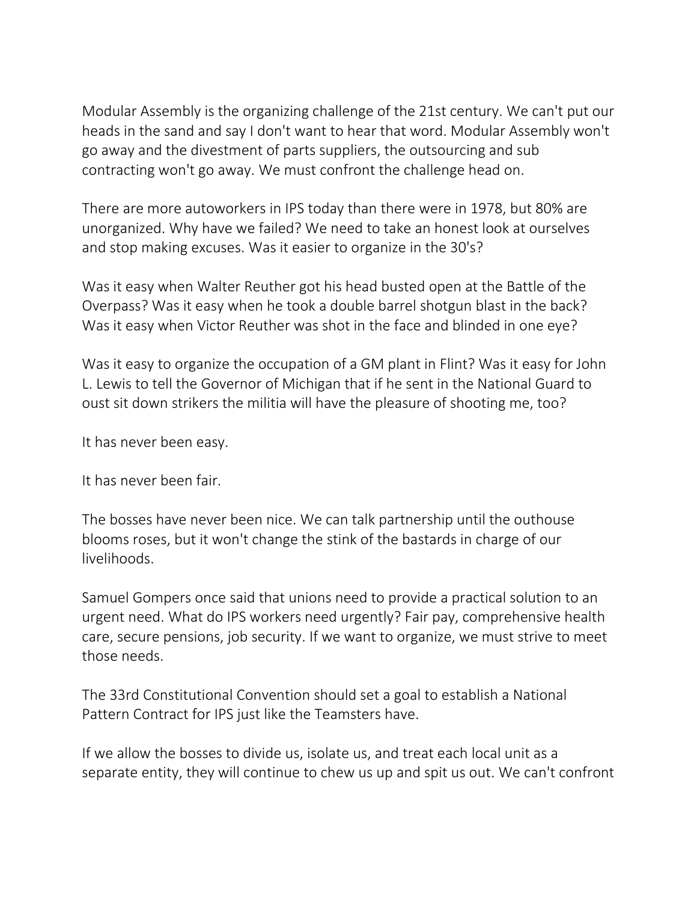Modular Assembly is the organizing challenge of the 21st century. We can't put our heads in the sand and say I don't want to hear that word. Modular Assembly won't go away and the divestment of parts suppliers, the outsourcing and sub contracting won't go away. We must confront the challenge head on.

There are more autoworkers in IPS today than there were in 1978, but 80% are unorganized. Why have we failed? We need to take an honest look at ourselves and stop making excuses. Was it easier to organize in the 30's?

Was it easy when Walter Reuther got his head busted open at the Battle of the Overpass? Was it easy when he took a double barrel shotgun blast in the back? Was it easy when Victor Reuther was shot in the face and blinded in one eye?

Was it easy to organize the occupation of a GM plant in Flint? Was it easy for John L. Lewis to tell the Governor of Michigan that if he sent in the National Guard to oust sit down strikers the militia will have the pleasure of shooting me, too?

It has never been easy.

It has never been fair.

The bosses have never been nice. We can talk partnership until the outhouse blooms roses, but it won't change the stink of the bastards in charge of our livelihoods.

Samuel Gompers once said that unions need to provide a practical solution to an urgent need. What do IPS workers need urgently? Fair pay, comprehensive health care, secure pensions, job security. If we want to organize, we must strive to meet those needs.

The 33rd Constitutional Convention should set a goal to establish a National Pattern Contract for IPS just like the Teamsters have.

If we allow the bosses to divide us, isolate us, and treat each local unit as a separate entity, they will continue to chew us up and spit us out. We can't confront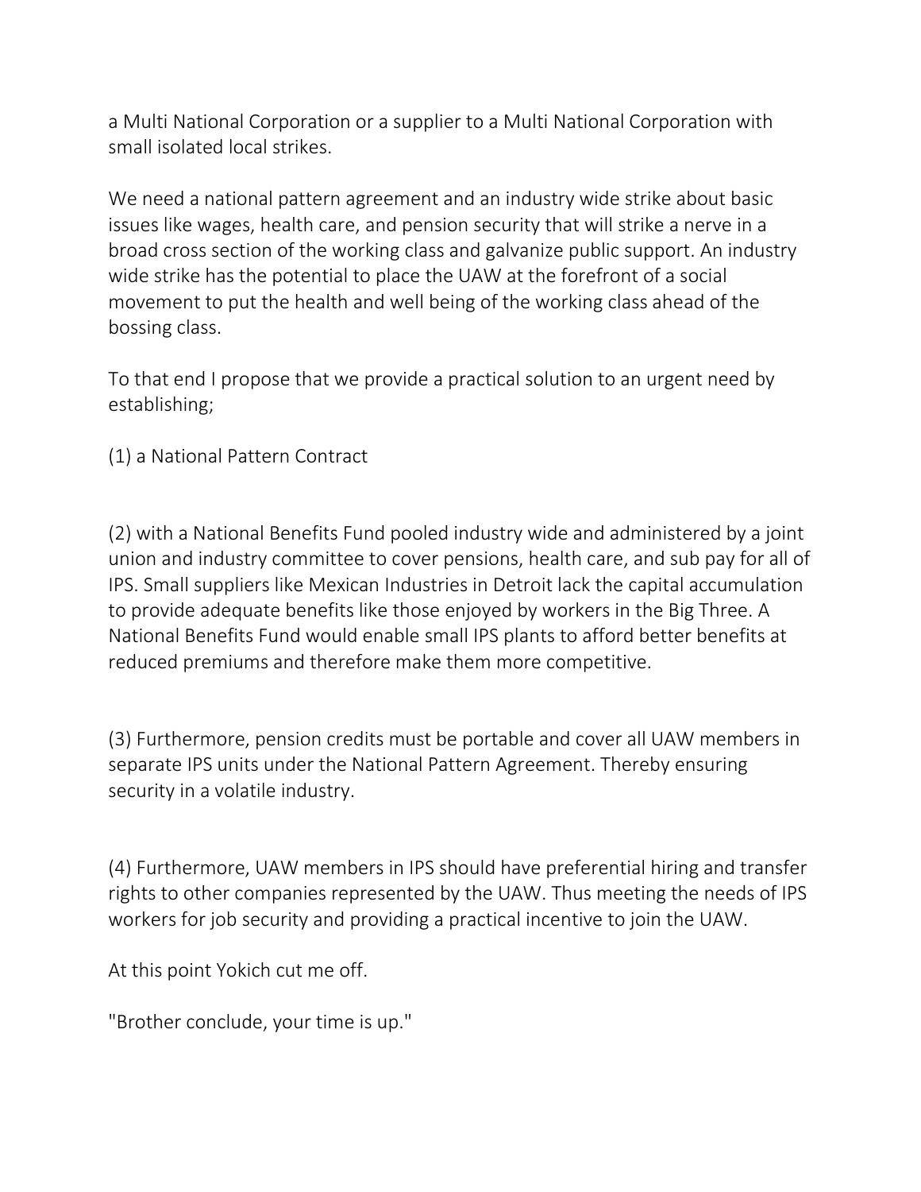a Multi National Corporation or a supplier to a Multi National Corporation with small isolated local strikes.

We need a national pattern agreement and an industry wide strike about basic issues like wages, health care, and pension security that will strike a nerve in a broad cross section of the working class and galvanize public support. An industry wide strike has the potential to place the UAW at the forefront of a social movement to put the health and well being of the working class ahead of the bossing class.

To that end I propose that we provide a practical solution to an urgent need by establishing;

(1) a National Pattern Contract

(2) with a National Benefits Fund pooled industry wide and administered by a joint union and industry committee to cover pensions, health care, and sub pay for all of IPS. Small suppliers like Mexican Industries in Detroit lack the capital accumulation to provide adequate benefits like those enjoyed by workers in the Big Three. A National Benefits Fund would enable small IPS plants to afford better benefits at reduced premiums and therefore make them more competitive.

(3) Furthermore, pension credits must be portable and cover all UAW members in separate IPS units under the National Pattern Agreement. Thereby ensuring security in a volatile industry.

(4) Furthermore, UAW members in IPS should have preferential hiring and transfer rights to other companies represented by the UAW. Thus meeting the needs of IPS workers for job security and providing a practical incentive to join the UAW.

At this point Yokich cut me off.

"Brother conclude, your time is up."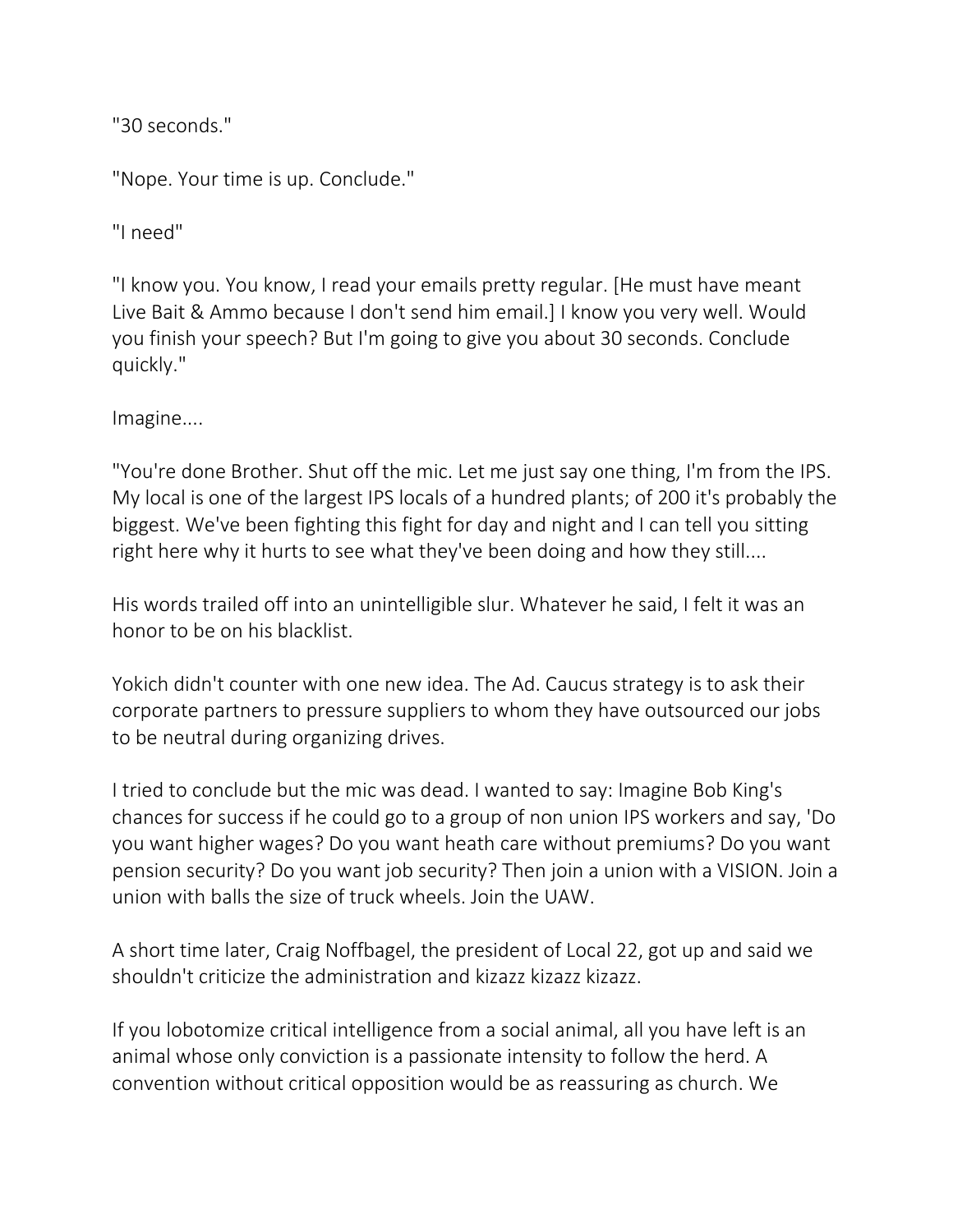"30 seconds."

"Nope. Your time is up. Conclude."

"I need"

"I know you. You know, I read your emails pretty regular. [He must have meant Live Bait & Ammo because I don't send him email.] I know you very well. Would you finish your speech? But I'm going to give you about 30 seconds. Conclude quickly."

Imagine....

"You're done Brother. Shut off the mic. Let me just say one thing, I'm from the IPS. My local is one of the largest IPS locals of a hundred plants; of 200 it's probably the biggest. We've been fighting this fight for day and night and I can tell you sitting right here why it hurts to see what they've been doing and how they still....

His words trailed off into an unintelligible slur. Whatever he said, I felt it was an honor to be on his blacklist.

Yokich didn't counter with one new idea. The Ad. Caucus strategy is to ask their corporate partners to pressure suppliers to whom they have outsourced our jobs to be neutral during organizing drives.

I tried to conclude but the mic was dead. I wanted to say: Imagine Bob King's chances for success if he could go to a group of non union IPS workers and say, 'Do you want higher wages? Do you want heath care without premiums? Do you want pension security? Do you want job security? Then join a union with a VISION. Join a union with balls the size of truck wheels. Join the UAW.

A short time later, Craig Noffbagel, the president of Local 22, got up and said we shouldn't criticize the administration and kizazz kizazz kizazz.

If you lobotomize critical intelligence from a social animal, all you have left is an animal whose only conviction is a passionate intensity to follow the herd. A convention without critical opposition would be as reassuring as church. We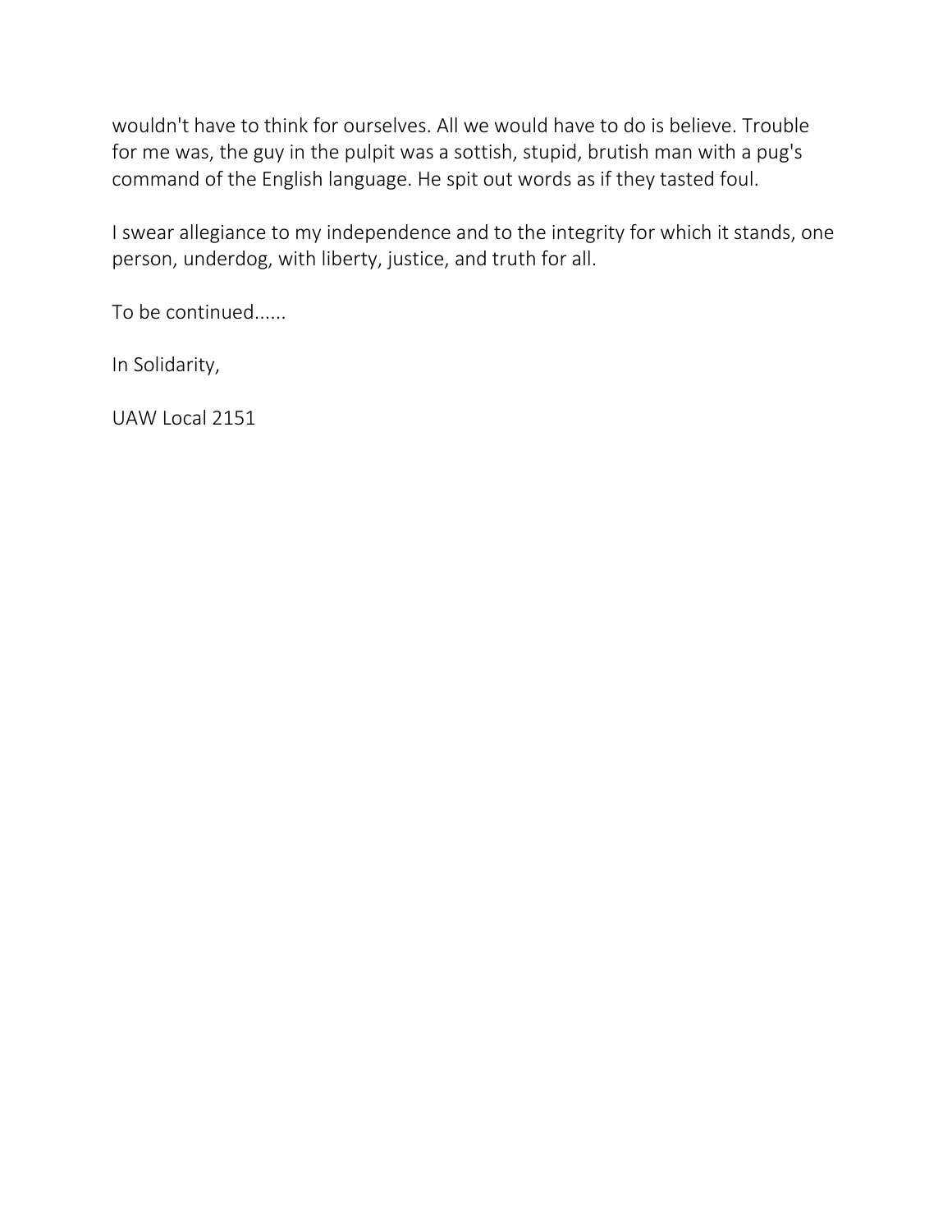wouldn't have to think for ourselves. All we would have to do is believe. Trouble for me was, the guy in the pulpit was a sottish, stupid, brutish man with a pug's command of the English language. He spit out words as if they tasted foul.

I swear allegiance to my independence and to the integrity for which it stands, one person, underdog, with liberty, justice, and truth for all.

To be continued......

In Solidarity,

UAW Local 2151